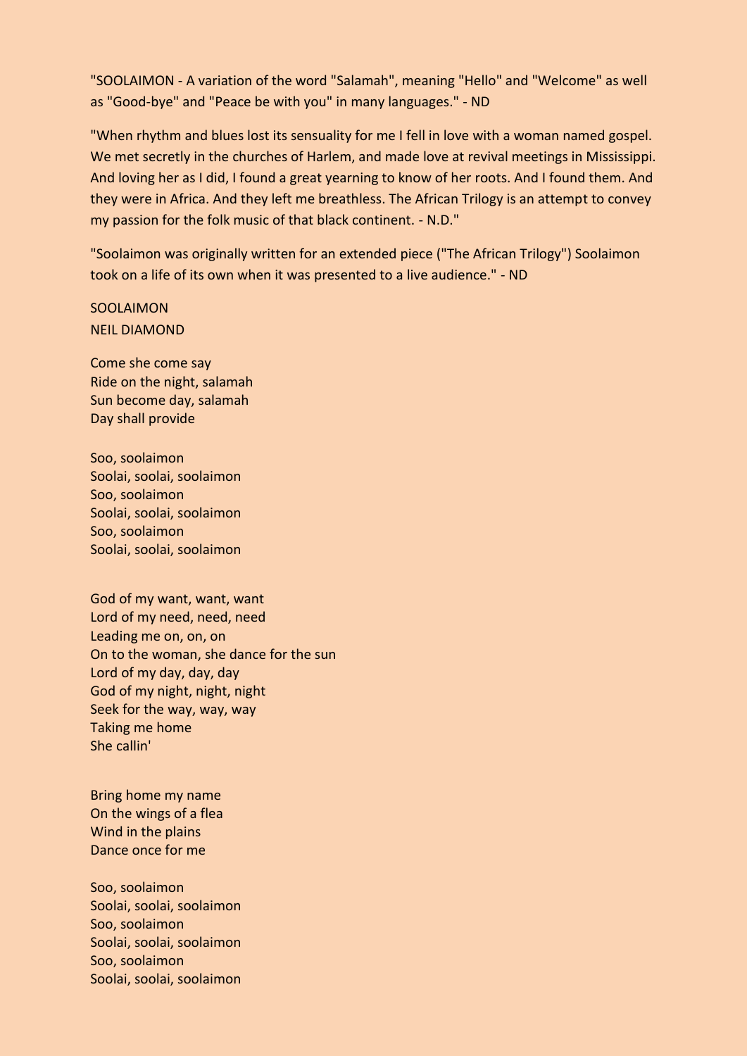"SOOLAIMON - A variation of the word "Salamah", meaning "Hello" and "Welcome" as well as "Good-bye" and "Peace be with you" in many languages." - ND

"When rhythm and blues lost its sensuality for me I fell in love with a woman named gospel. We met secretly in the churches of Harlem, and made love at revival meetings in Mississippi. And loving her as I did, I found a great yearning to know of her roots. And I found them. And they were in Africa. And they left me breathless. The African Trilogy is an attempt to convey my passion for the folk music of that black continent. - N.D."

"Soolaimon was originally written for an extended piece ("The African Trilogy") Soolaimon took on a life of its own when it was presented to a live audience." - ND

SOOLAIMON
NEIL DIAMOND

Come she come say
Ride on the night, salamah
Sun become day, salamah
Day shall provide

Soo, soolaimon
Soolai, soolai, soolaimon
Soo, soolaimon
Soolai, soolai, soolaimon
Soo, soolaimon
Soolai, soolai, soolaimon

God of my want, want, want
Lord of my need, need, need
Leading me on, on, on
On to the woman, she dance for the sun
Lord of my day, day, day
God of my night, night, night
Seek for the way, way, way
Taking me home
She callin'

Bring home my name
On the wings of a flea
Wind in the plains
Dance once for me

Soo, soolaimon
Soolai, soolai, soolaimon
Soo, soolaimon
Soolai, soolai, soolaimon
Soo, soolaimon
Soolai, soolai, soolaimon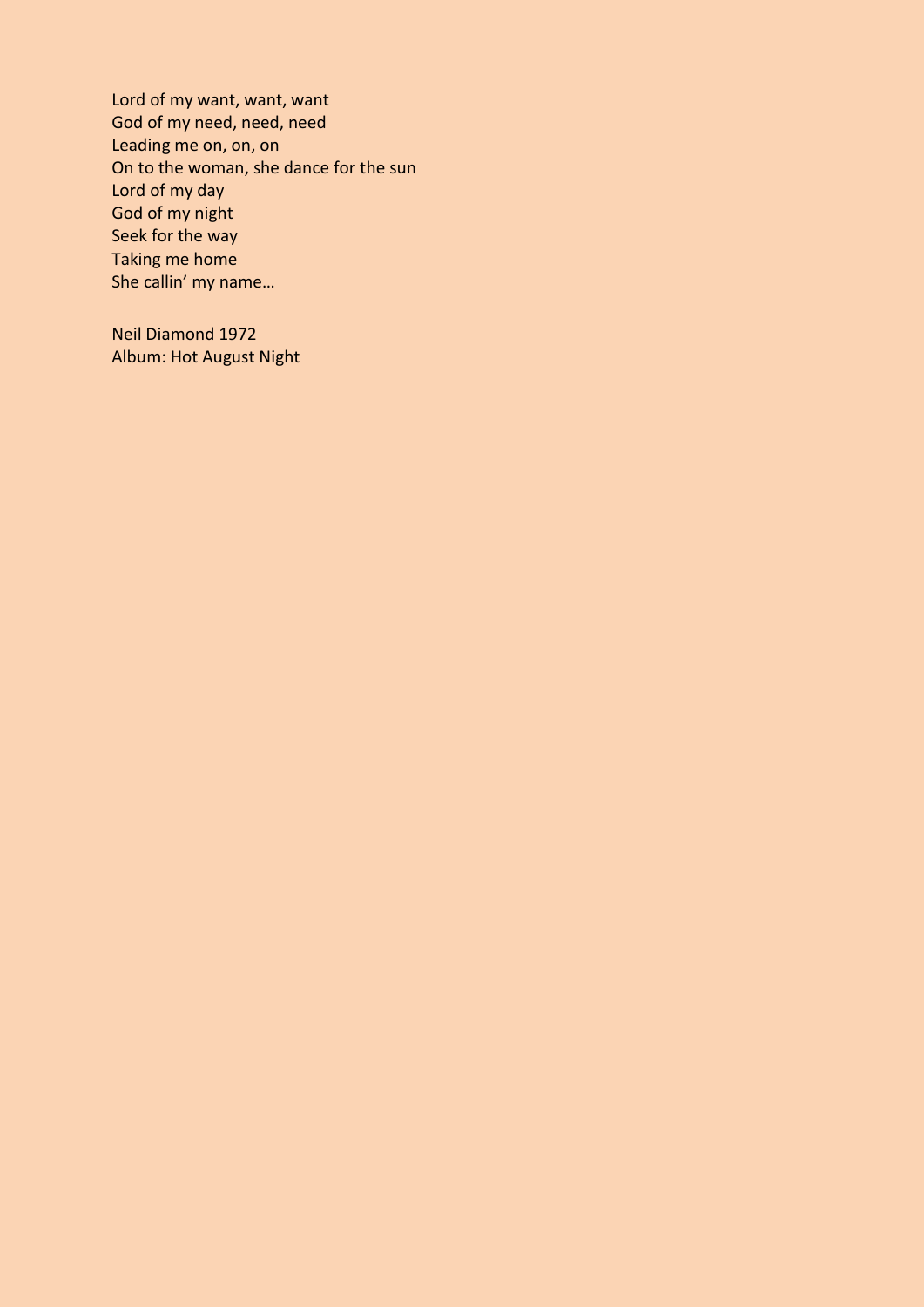Lord of my want, want, want
God of my need, need, need
Leading me on, on, on
On to the woman, she dance for the sun
Lord of my day
God of my night
Seek for the way
Taking me home
She callin' my name…

Neil Diamond 1972
Album: Hot August Night